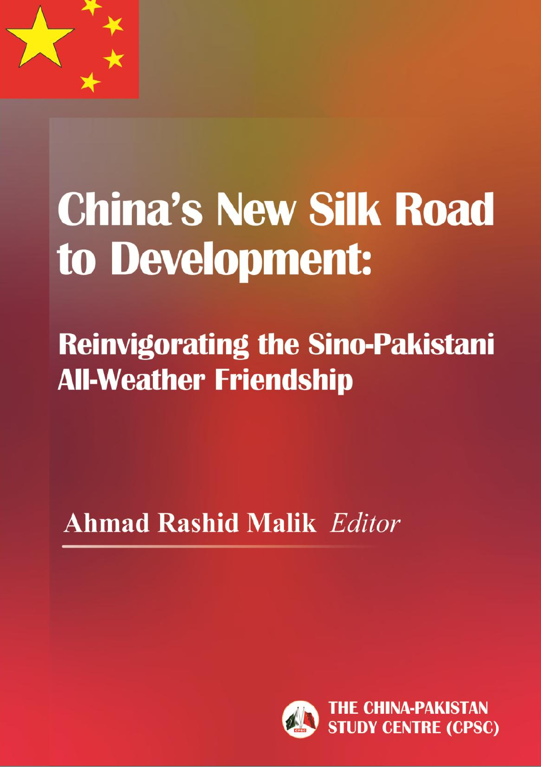# China's New Silk Road to Development:

## Reinvigorating the Sino-Pakistani All-Weather Friendship

**Ahmad Rashid Malik** *Editor*

**THE CHINA-PAKISTAN STUDY CENTRE (CPSC)**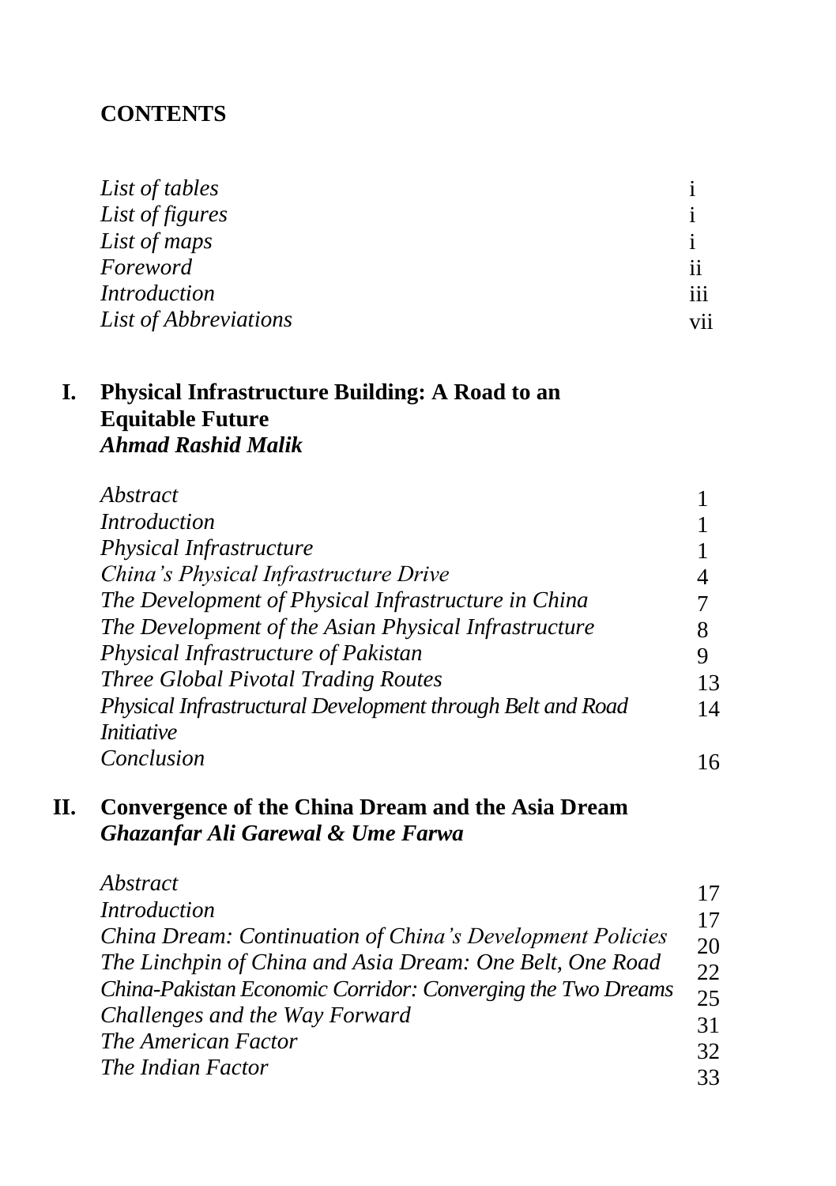# CONTENTS

| | |
|---|---|
| *List of tables* | i |
| *List of figures* | i |
| *List of maps* | i |
| *Foreword* | ii |
| *Introduction* | iii |
| *List of Abbreviations* | vii |

## I. Physical Infrastructure Building: A Road to an Equitable Future
***Ahmad Rashid Malik***

| | |
|---|---|
| *Abstract* | 1 |
| *Introduction* | 1 |
| *Physical Infrastructure* | 1 |
| *China's Physical Infrastructure Drive* | 4 |
| *The Development of Physical Infrastructure in China* | 7 |
| *The Development of the Asian Physical Infrastructure* | 8 |
| *Physical Infrastructure of Pakistan* | 9 |
| *Three Global Pivotal Trading Routes* | 13 |
| *Physical Infrastructural Development through Belt and Road Initiative* | 14 |
| *Conclusion* | 16 |

## II. Convergence of the China Dream and the Asia Dream
***Ghazanfar Ali Garewal & Ume Farwa***

| | |
|---|---|
| *Abstract* | 17 |
| *Introduction* | 17 |
| *China Dream: Continuation of China's Development Policies* | 20 |
| *The Linchpin of China and Asia Dream: One Belt, One Road* | 22 |
| *China-Pakistan Economic Corridor: Converging the Two Dreams* | 25 |
| *Challenges and the Way Forward* | 31 |
| *The American Factor* | 32 |
| *The Indian Factor* | 33 |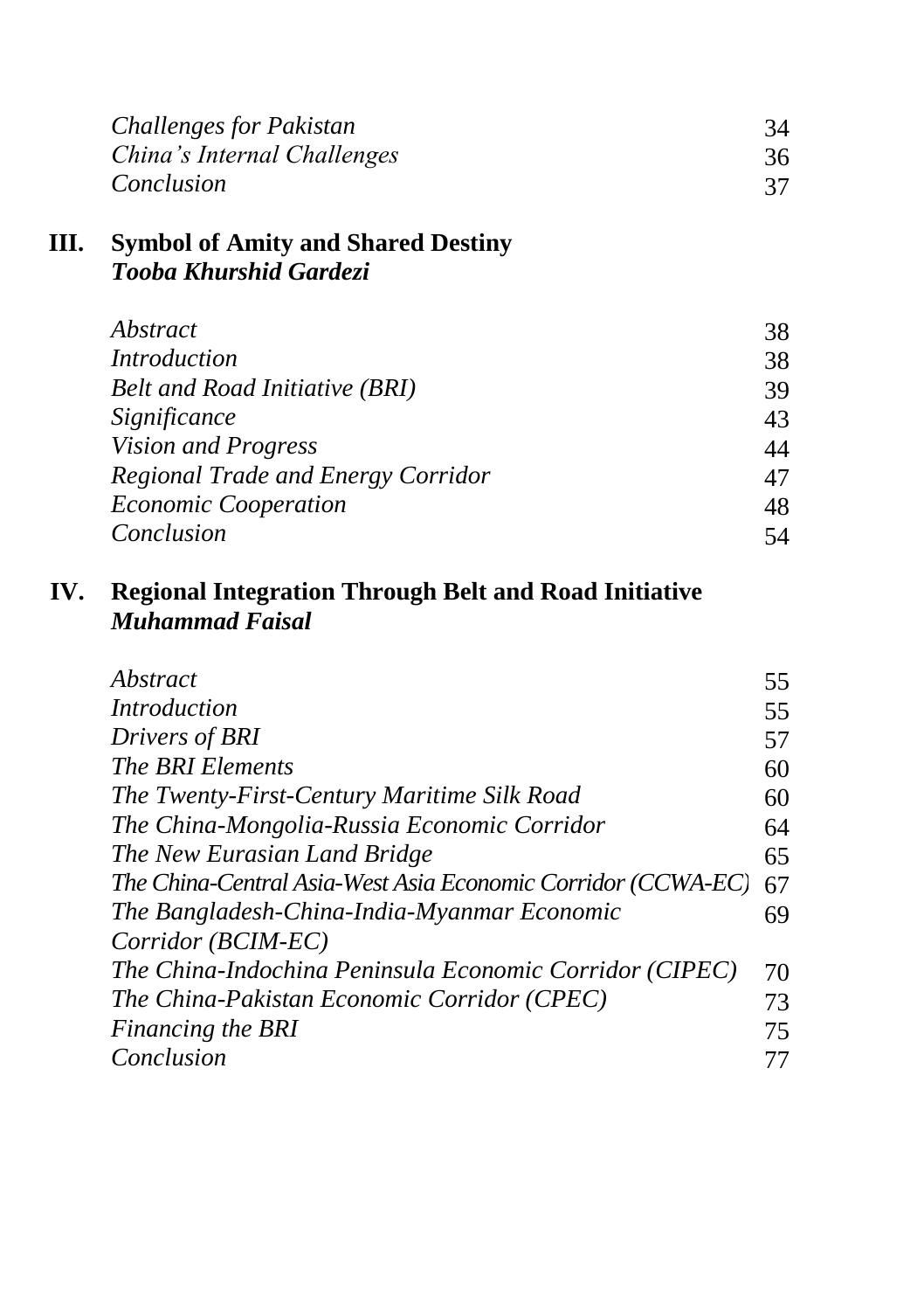| | |
|---|---|
| *Challenges for Pakistan* | 34 |
| *China's Internal Challenges* | 36 |
| *Conclusion* | 37 |

**III. Symbol of Amity and Shared Destiny**
***Tooba Khurshid Gardezi***

| | |
|---|---|
| *Abstract* | 38 |
| *Introduction* | 38 |
| *Belt and Road Initiative (BRI)* | 39 |
| *Significance* | 43 |
| *Vision and Progress* | 44 |
| *Regional Trade and Energy Corridor* | 47 |
| *Economic Cooperation* | 48 |
| *Conclusion* | 54 |

**IV. Regional Integration Through Belt and Road Initiative**
***Muhammad Faisal***

| | |
|---|---|
| *Abstract* | 55 |
| *Introduction* | 55 |
| *Drivers of BRI* | 57 |
| *The BRI Elements* | 60 |
| *The Twenty-First-Century Maritime Silk Road* | 60 |
| *The China-Mongolia-Russia Economic Corridor* | 64 |
| *The New Eurasian Land Bridge* | 65 |
| *The China-Central Asia-West Asia Economic Corridor (CCWA-EC)* | 67 |
| *The Bangladesh-China-India-Myanmar Economic Corridor (BCIM-EC)* | 69 |
| *The China-Indochina Peninsula Economic Corridor (CIPEC)* | 70 |
| *The China-Pakistan Economic Corridor (CPEC)* | 73 |
| *Financing the BRI* | 75 |
| *Conclusion* | 77 |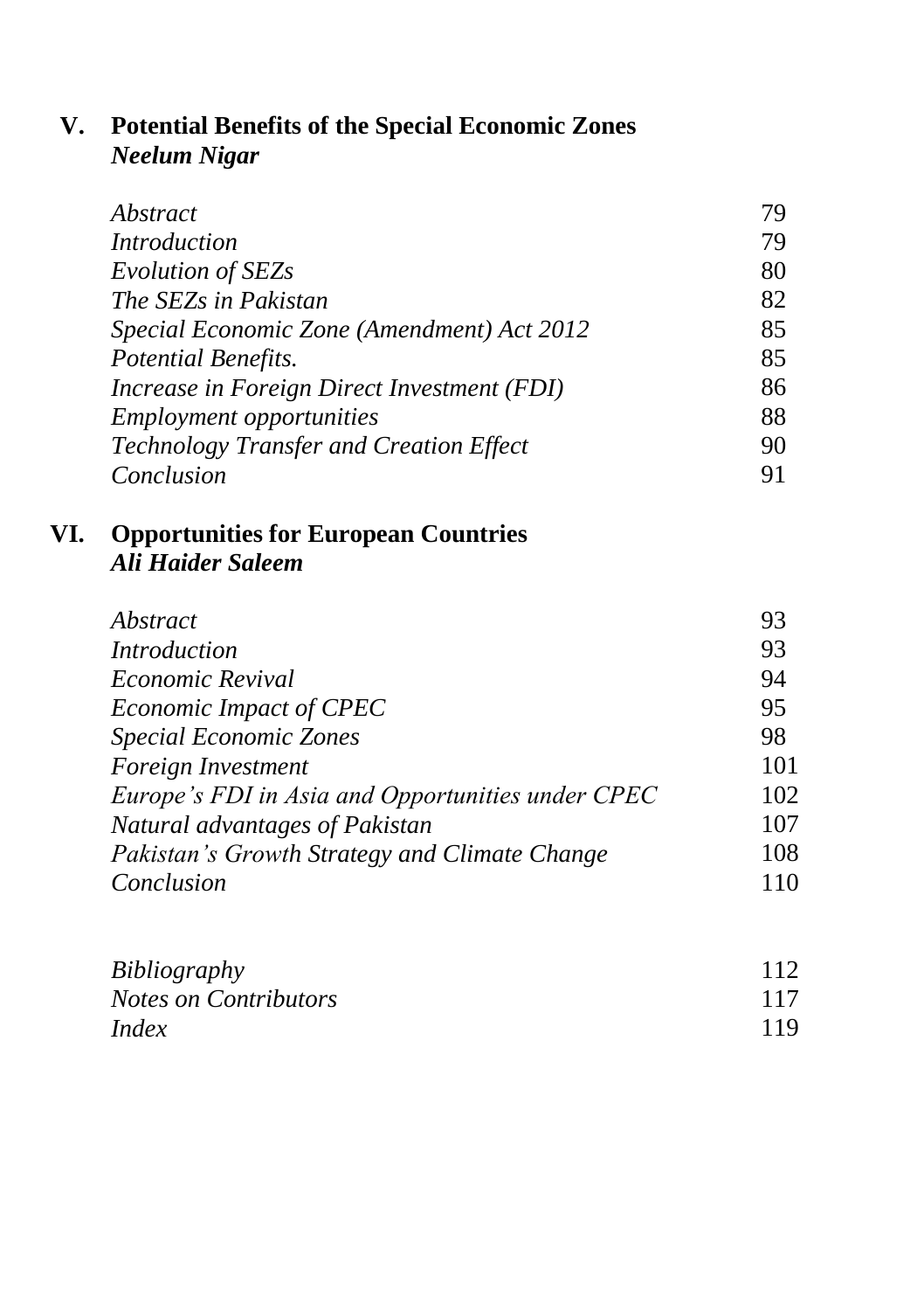## V. Potential Benefits of the Special Economic Zones
***Neelum Nigar***

| | |
|---|---|
| *Abstract* | 79 |
| *Introduction* | 79 |
| *Evolution of SEZs* | 80 |
| *The SEZs in Pakistan* | 82 |
| *Special Economic Zone (Amendment) Act 2012* | 85 |
| *Potential Benefits.* | 85 |
| *Increase in Foreign Direct Investment (FDI)* | 86 |
| *Employment opportunities* | 88 |
| *Technology Transfer and Creation Effect* | 90 |
| *Conclusion* | 91 |

## VI. Opportunities for European Countries
***Ali Haider Saleem***

| | |
|---|---|
| *Abstract* | 93 |
| *Introduction* | 93 |
| *Economic Revival* | 94 |
| *Economic Impact of CPEC* | 95 |
| *Special Economic Zones* | 98 |
| *Foreign Investment* | 101 |
| *Europe's FDI in Asia and Opportunities under CPEC* | 102 |
| *Natural advantages of Pakistan* | 107 |
| *Pakistan's Growth Strategy and Climate Change* | 108 |
| *Conclusion* | 110 |

| | |
|---|---|
| *Bibliography* | 112 |
| *Notes on Contributors* | 117 |
| *Index* | 119 |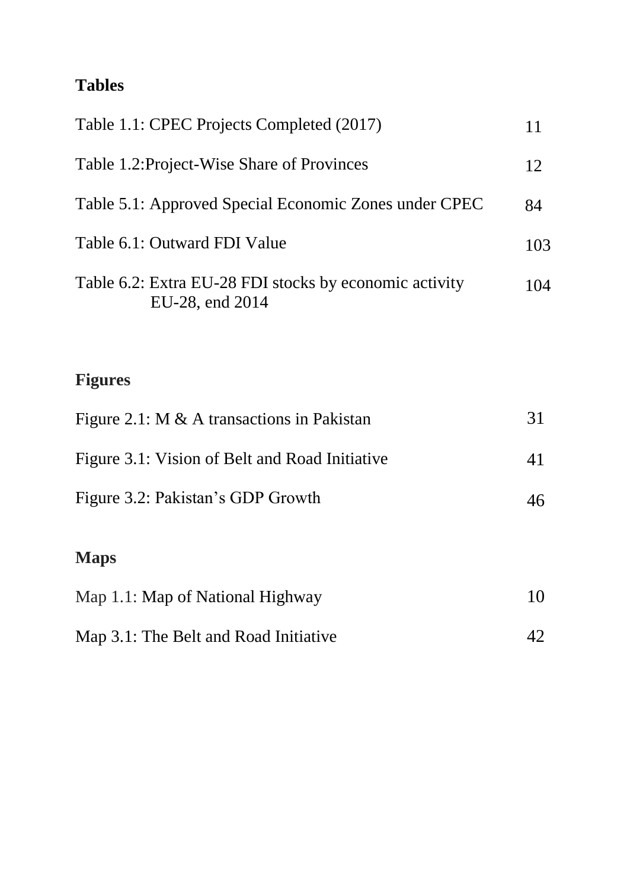## Tables

| | |
|---|---|
| Table 1.1: CPEC Projects Completed (2017) | 11 |
| Table 1.2:Project-Wise Share of Provinces | 12 |
| Table 5.1: Approved Special Economic Zones under CPEC | 84 |
| Table 6.1: Outward FDI Value | 103 |
| Table 6.2: Extra EU-28 FDI stocks by economic activity EU-28, end 2014 | 104 |

## Figures

| | |
|---|---|
| Figure 2.1: M & A transactions in Pakistan | 31 |
| Figure 3.1: Vision of Belt and Road Initiative | 41 |
| Figure 3.2: Pakistan's GDP Growth | 46 |

## Maps

| | |
|---|---|
| Map 1.1: Map of National Highway | 10 |
| Map 3.1: The Belt and Road Initiative | 42 |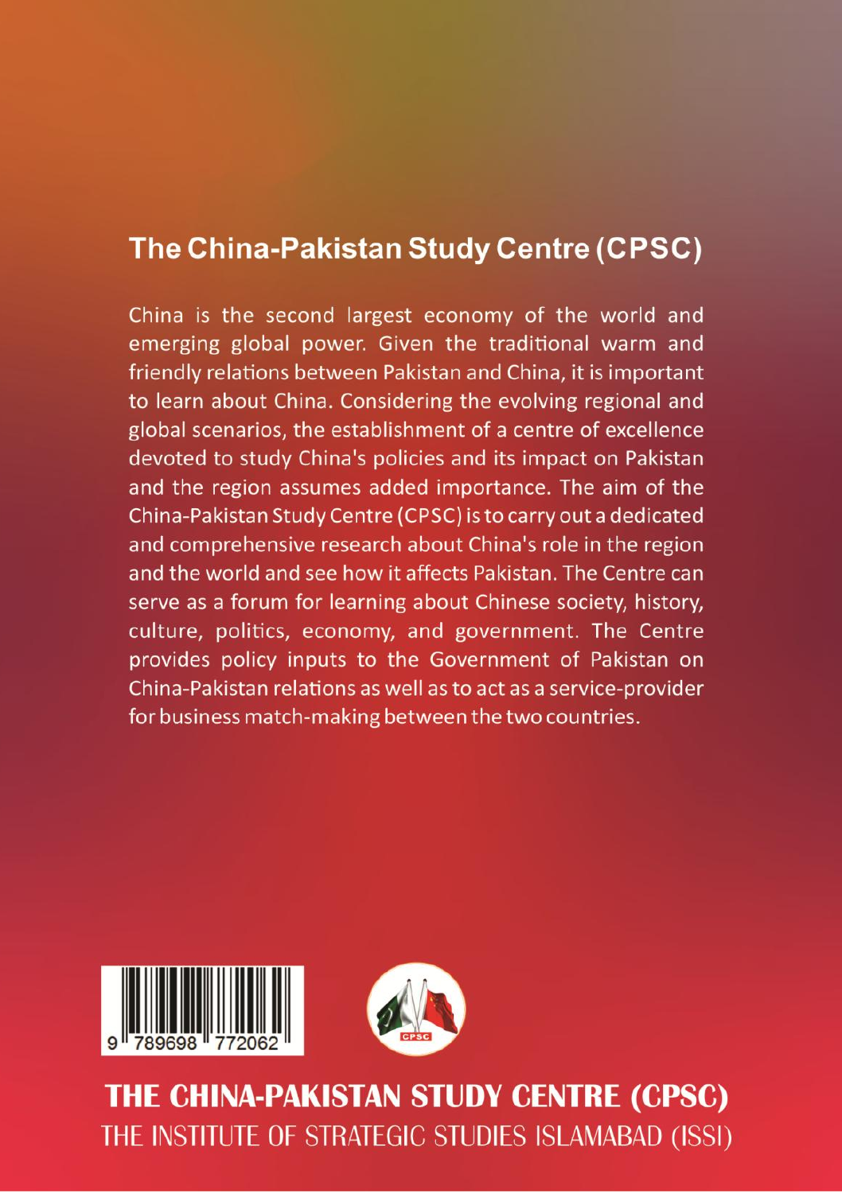## The China-Pakistan Study Centre (CPSC)

China is the second largest economy of the world and emerging global power. Given the traditional warm and friendly relations between Pakistan and China, it is important to learn about China. Considering the evolving regional and global scenarios, the establishment of a centre of excellence devoted to study China's policies and its impact on Pakistan and the region assumes added importance. The aim of the China-Pakistan Study Centre (CPSC) is to carry out a dedicated and comprehensive research about China's role in the region and the world and see how it affects Pakistan. The Centre can serve as a forum for learning about Chinese society, history, culture, politics, economy, and government. The Centre provides policy inputs to the Government of Pakistan on China-Pakistan relations as well as to act as a service-provider for business match-making between the two countries.

9 789698 772062

**THE CHINA-PAKISTAN STUDY CENTRE (CPSC)**

THE INSTITUTE OF STRATEGIC STUDIES ISLAMABAD (ISSI)